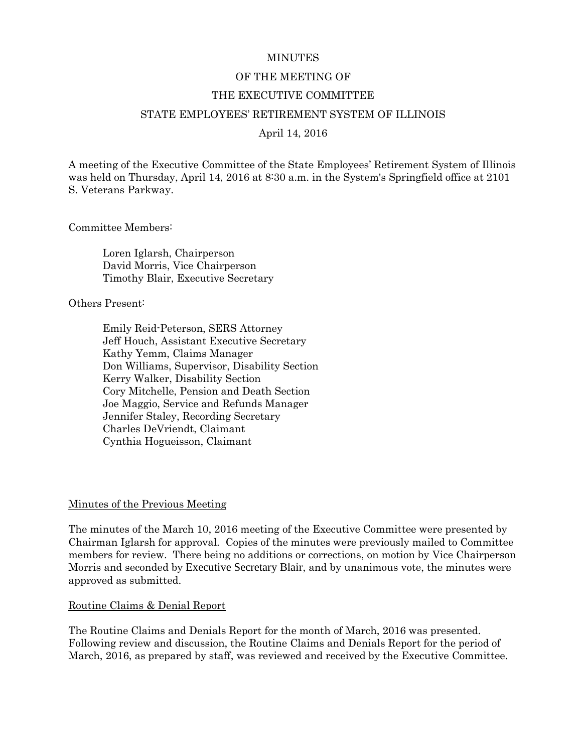# MINUTES

# OF THE MEETING OF

# THE EXECUTIVE COMMITTEE

# STATE EMPLOYEES' RETIREMENT SYSTEM OF ILLINOIS

April 14, 2016

A meeting of the Executive Committee of the State Employees' Retirement System of Illinois was held on Thursday, April 14, 2016 at 8:30 a.m. in the System's Springfield office at 2101 S. Veterans Parkway.

Committee Members:

Loren Iglarsh, Chairperson
David Morris, Vice Chairperson
Timothy Blair, Executive Secretary

Others Present:

Emily Reid-Peterson, SERS Attorney
Jeff Houch, Assistant Executive Secretary
Kathy Yemm, Claims Manager
Don Williams, Supervisor, Disability Section
Kerry Walker, Disability Section
Cory Mitchelle, Pension and Death Section
Joe Maggio, Service and Refunds Manager
Jennifer Staley, Recording Secretary
Charles DeVriendt, Claimant
Cynthia Hogueisson, Claimant

## Minutes of the Previous Meeting

The minutes of the March 10, 2016 meeting of the Executive Committee were presented by Chairman Iglarsh for approval. Copies of the minutes were previously mailed to Committee members for review. There being no additions or corrections, on motion by Vice Chairperson Morris and seconded by Executive Secretary Blair, and by unanimous vote, the minutes were approved as submitted.

## Routine Claims & Denial Report

The Routine Claims and Denials Report for the month of March, 2016 was presented. Following review and discussion, the Routine Claims and Denials Report for the period of March, 2016, as prepared by staff, was reviewed and received by the Executive Committee.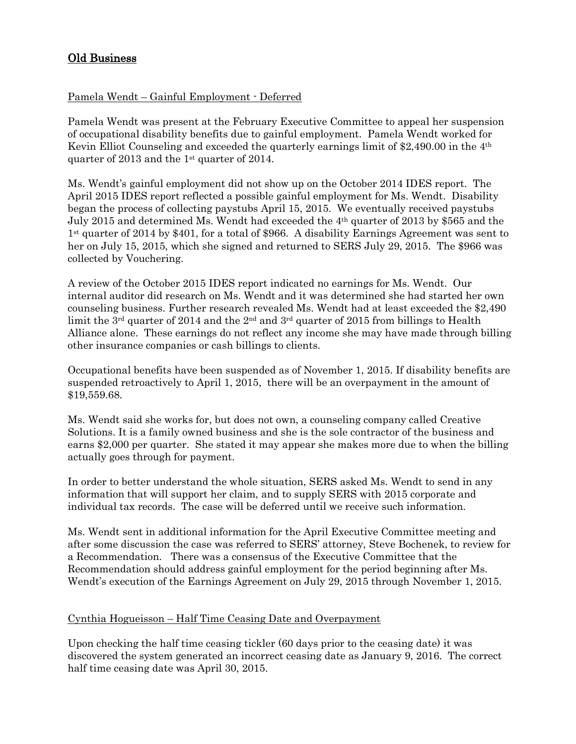## Old Business

Pamela Wendt – Gainful Employment - Deferred

Pamela Wendt was present at the February Executive Committee to appeal her suspension of occupational disability benefits due to gainful employment. Pamela Wendt worked for Kevin Elliot Counseling and exceeded the quarterly earnings limit of $2,490.00 in the 4th quarter of 2013 and the 1st quarter of 2014.

Ms. Wendt's gainful employment did not show up on the October 2014 IDES report. The April 2015 IDES report reflected a possible gainful employment for Ms. Wendt. Disability began the process of collecting paystubs April 15, 2015. We eventually received paystubs July 2015 and determined Ms. Wendt had exceeded the 4th quarter of 2013 by $565 and the 1st quarter of 2014 by $401, for a total of $966. A disability Earnings Agreement was sent to her on July 15, 2015, which she signed and returned to SERS July 29, 2015. The $966 was collected by Vouchering.

A review of the October 2015 IDES report indicated no earnings for Ms. Wendt. Our internal auditor did research on Ms. Wendt and it was determined she had started her own counseling business. Further research revealed Ms. Wendt had at least exceeded the $2,490 limit the 3rd quarter of 2014 and the 2nd and 3rd quarter of 2015 from billings to Health Alliance alone. These earnings do not reflect any income she may have made through billing other insurance companies or cash billings to clients.

Occupational benefits have been suspended as of November 1, 2015. If disability benefits are suspended retroactively to April 1, 2015, there will be an overpayment in the amount of $19,559.68.

Ms. Wendt said she works for, but does not own, a counseling company called Creative Solutions. It is a family owned business and she is the sole contractor of the business and earns $2,000 per quarter. She stated it may appear she makes more due to when the billing actually goes through for payment.

In order to better understand the whole situation, SERS asked Ms. Wendt to send in any information that will support her claim, and to supply SERS with 2015 corporate and individual tax records. The case will be deferred until we receive such information.

Ms. Wendt sent in additional information for the April Executive Committee meeting and after some discussion the case was referred to SERS' attorney, Steve Bochenek, to review for a Recommendation. There was a consensus of the Executive Committee that the Recommendation should address gainful employment for the period beginning after Ms. Wendt's execution of the Earnings Agreement on July 29, 2015 through November 1, 2015.

Cynthia Hogueisson – Half Time Ceasing Date and Overpayment

Upon checking the half time ceasing tickler (60 days prior to the ceasing date) it was discovered the system generated an incorrect ceasing date as January 9, 2016. The correct half time ceasing date was April 30, 2015.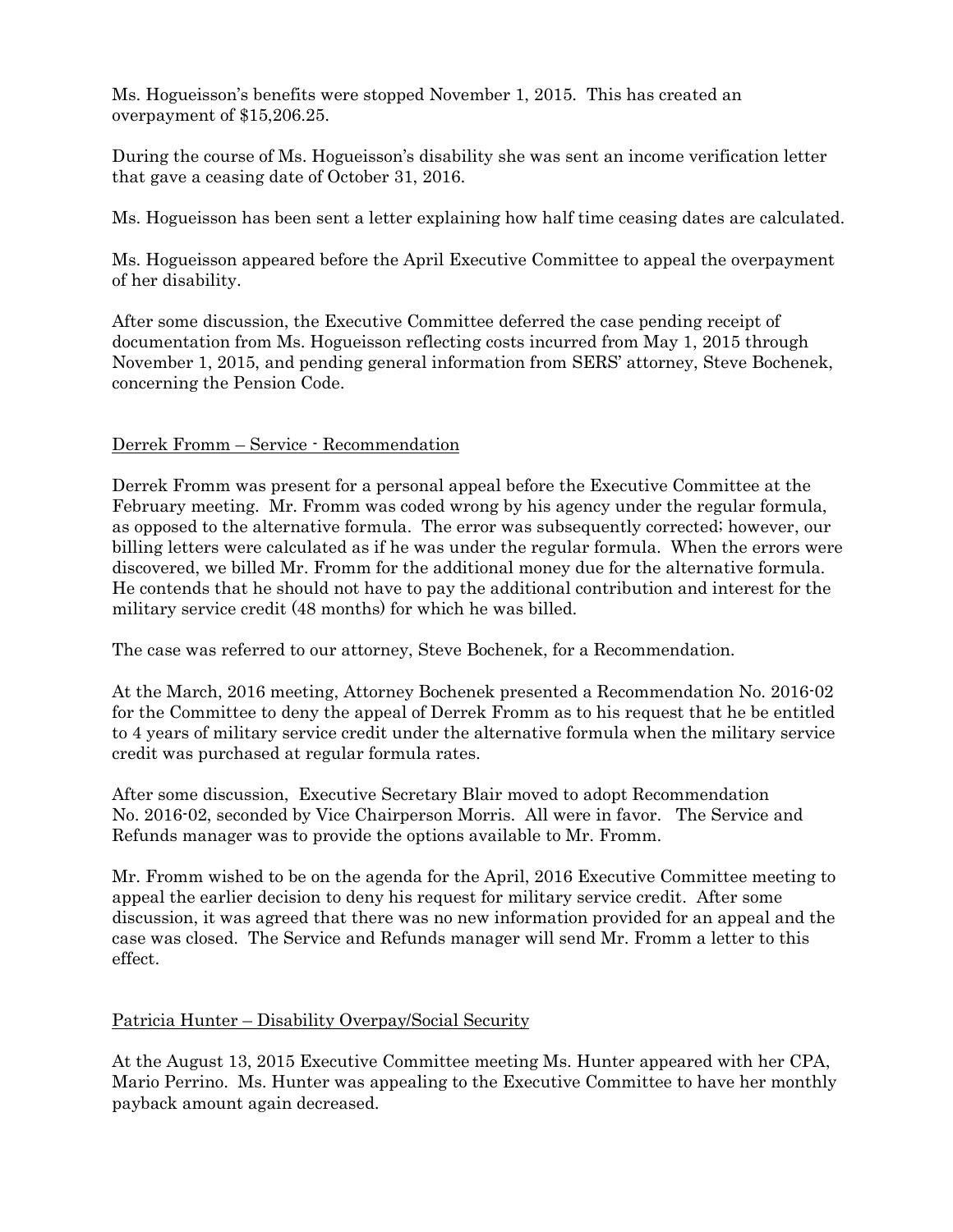Ms. Hogueisson's benefits were stopped November 1, 2015. This has created an overpayment of $15,206.25.

During the course of Ms. Hogueisson's disability she was sent an income verification letter that gave a ceasing date of October 31, 2016.

Ms. Hogueisson has been sent a letter explaining how half time ceasing dates are calculated.

Ms. Hogueisson appeared before the April Executive Committee to appeal the overpayment of her disability.

After some discussion, the Executive Committee deferred the case pending receipt of documentation from Ms. Hogueisson reflecting costs incurred from May 1, 2015 through November 1, 2015, and pending general information from SERS' attorney, Steve Bochenek, concerning the Pension Code.

<u>Derrek Fromm – Service - Recommendation</u>

Derrek Fromm was present for a personal appeal before the Executive Committee at the February meeting. Mr. Fromm was coded wrong by his agency under the regular formula, as opposed to the alternative formula. The error was subsequently corrected; however, our billing letters were calculated as if he was under the regular formula. When the errors were discovered, we billed Mr. Fromm for the additional money due for the alternative formula. He contends that he should not have to pay the additional contribution and interest for the military service credit (48 months) for which he was billed.

The case was referred to our attorney, Steve Bochenek, for a Recommendation.

At the March, 2016 meeting, Attorney Bochenek presented a Recommendation No. 2016-02 for the Committee to deny the appeal of Derrek Fromm as to his request that he be entitled to 4 years of military service credit under the alternative formula when the military service credit was purchased at regular formula rates.

After some discussion, Executive Secretary Blair moved to adopt Recommendation No. 2016-02, seconded by Vice Chairperson Morris. All were in favor. The Service and Refunds manager was to provide the options available to Mr. Fromm.

Mr. Fromm wished to be on the agenda for the April, 2016 Executive Committee meeting to appeal the earlier decision to deny his request for military service credit. After some discussion, it was agreed that there was no new information provided for an appeal and the case was closed. The Service and Refunds manager will send Mr. Fromm a letter to this effect.

<u>Patricia Hunter – Disability Overpay/Social Security</u>

At the August 13, 2015 Executive Committee meeting Ms. Hunter appeared with her CPA, Mario Perrino. Ms. Hunter was appealing to the Executive Committee to have her monthly payback amount again decreased.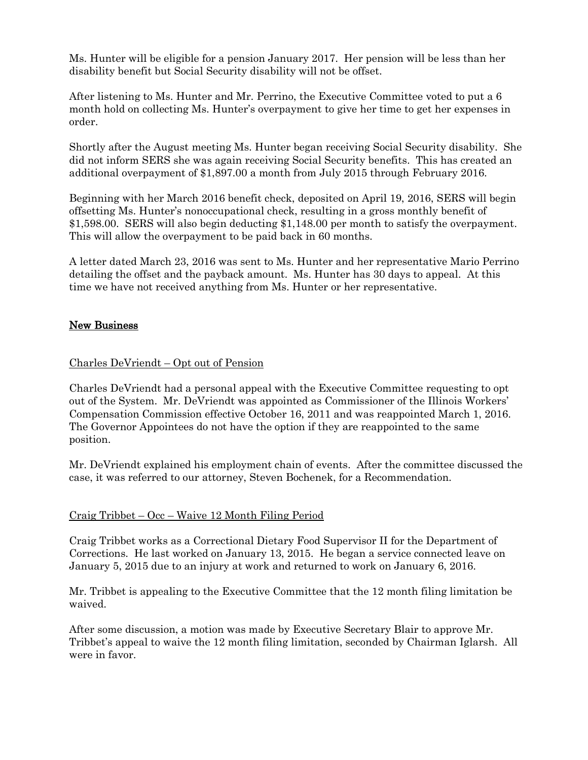Ms. Hunter will be eligible for a pension January 2017. Her pension will be less than her disability benefit but Social Security disability will not be offset.

After listening to Ms. Hunter and Mr. Perrino, the Executive Committee voted to put a 6 month hold on collecting Ms. Hunter's overpayment to give her time to get her expenses in order.

Shortly after the August meeting Ms. Hunter began receiving Social Security disability. She did not inform SERS she was again receiving Social Security benefits. This has created an additional overpayment of $1,897.00 a month from July 2015 through February 2016.

Beginning with her March 2016 benefit check, deposited on April 19, 2016, SERS will begin offsetting Ms. Hunter's nonoccupational check, resulting in a gross monthly benefit of $1,598.00. SERS will also begin deducting $1,148.00 per month to satisfy the overpayment. This will allow the overpayment to be paid back in 60 months.

A letter dated March 23, 2016 was sent to Ms. Hunter and her representative Mario Perrino detailing the offset and the payback amount. Ms. Hunter has 30 days to appeal. At this time we have not received anything from Ms. Hunter or her representative.

## New Business

Charles DeVriendt – Opt out of Pension

Charles DeVriendt had a personal appeal with the Executive Committee requesting to opt out of the System. Mr. DeVriendt was appointed as Commissioner of the Illinois Workers' Compensation Commission effective October 16, 2011 and was reappointed March 1, 2016. The Governor Appointees do not have the option if they are reappointed to the same position.

Mr. DeVriendt explained his employment chain of events. After the committee discussed the case, it was referred to our attorney, Steven Bochenek, for a Recommendation.

Craig Tribbet – Occ – Waive 12 Month Filing Period

Craig Tribbet works as a Correctional Dietary Food Supervisor II for the Department of Corrections. He last worked on January 13, 2015. He began a service connected leave on January 5, 2015 due to an injury at work and returned to work on January 6, 2016.

Mr. Tribbet is appealing to the Executive Committee that the 12 month filing limitation be waived.

After some discussion, a motion was made by Executive Secretary Blair to approve Mr. Tribbet's appeal to waive the 12 month filing limitation, seconded by Chairman Iglarsh. All were in favor.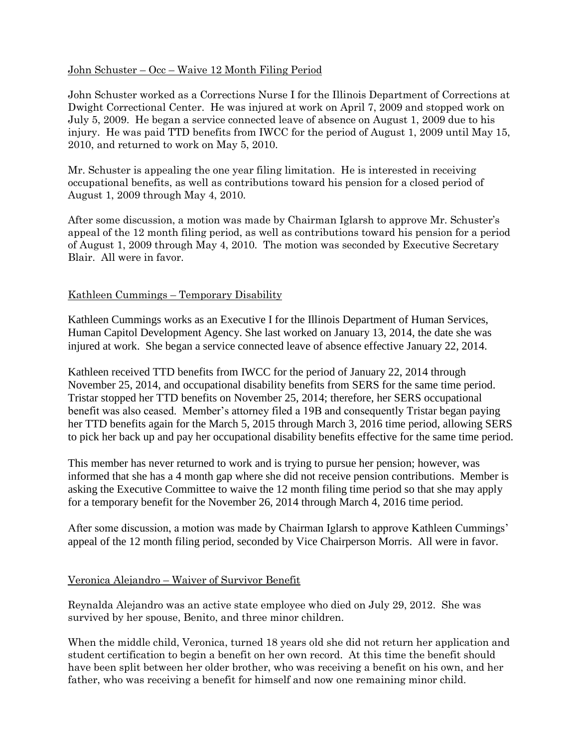John Schuster – Occ – Waive 12 Month Filing Period

John Schuster worked as a Corrections Nurse I for the Illinois Department of Corrections at Dwight Correctional Center. He was injured at work on April 7, 2009 and stopped work on July 5, 2009. He began a service connected leave of absence on August 1, 2009 due to his injury. He was paid TTD benefits from IWCC for the period of August 1, 2009 until May 15, 2010, and returned to work on May 5, 2010.

Mr. Schuster is appealing the one year filing limitation. He is interested in receiving occupational benefits, as well as contributions toward his pension for a closed period of August 1, 2009 through May 4, 2010.

After some discussion, a motion was made by Chairman Iglarsh to approve Mr. Schuster's appeal of the 12 month filing period, as well as contributions toward his pension for a period of August 1, 2009 through May 4, 2010. The motion was seconded by Executive Secretary Blair. All were in favor.

Kathleen Cummings – Temporary Disability

Kathleen Cummings works as an Executive I for the Illinois Department of Human Services, Human Capitol Development Agency. She last worked on January 13, 2014, the date she was injured at work. She began a service connected leave of absence effective January 22, 2014.

Kathleen received TTD benefits from IWCC for the period of January 22, 2014 through November 25, 2014, and occupational disability benefits from SERS for the same time period. Tristar stopped her TTD benefits on November 25, 2014; therefore, her SERS occupational benefit was also ceased. Member's attorney filed a 19B and consequently Tristar began paying her TTD benefits again for the March 5, 2015 through March 3, 2016 time period, allowing SERS to pick her back up and pay her occupational disability benefits effective for the same time period.

This member has never returned to work and is trying to pursue her pension; however, was informed that she has a 4 month gap where she did not receive pension contributions. Member is asking the Executive Committee to waive the 12 month filing time period so that she may apply for a temporary benefit for the November 26, 2014 through March 4, 2016 time period.

After some discussion, a motion was made by Chairman Iglarsh to approve Kathleen Cummings' appeal of the 12 month filing period, seconded by Vice Chairperson Morris. All were in favor.

Veronica Alejandro – Waiver of Survivor Benefit

Reynalda Alejandro was an active state employee who died on July 29, 2012. She was survived by her spouse, Benito, and three minor children.

When the middle child, Veronica, turned 18 years old she did not return her application and student certification to begin a benefit on her own record. At this time the benefit should have been split between her older brother, who was receiving a benefit on his own, and her father, who was receiving a benefit for himself and now one remaining minor child.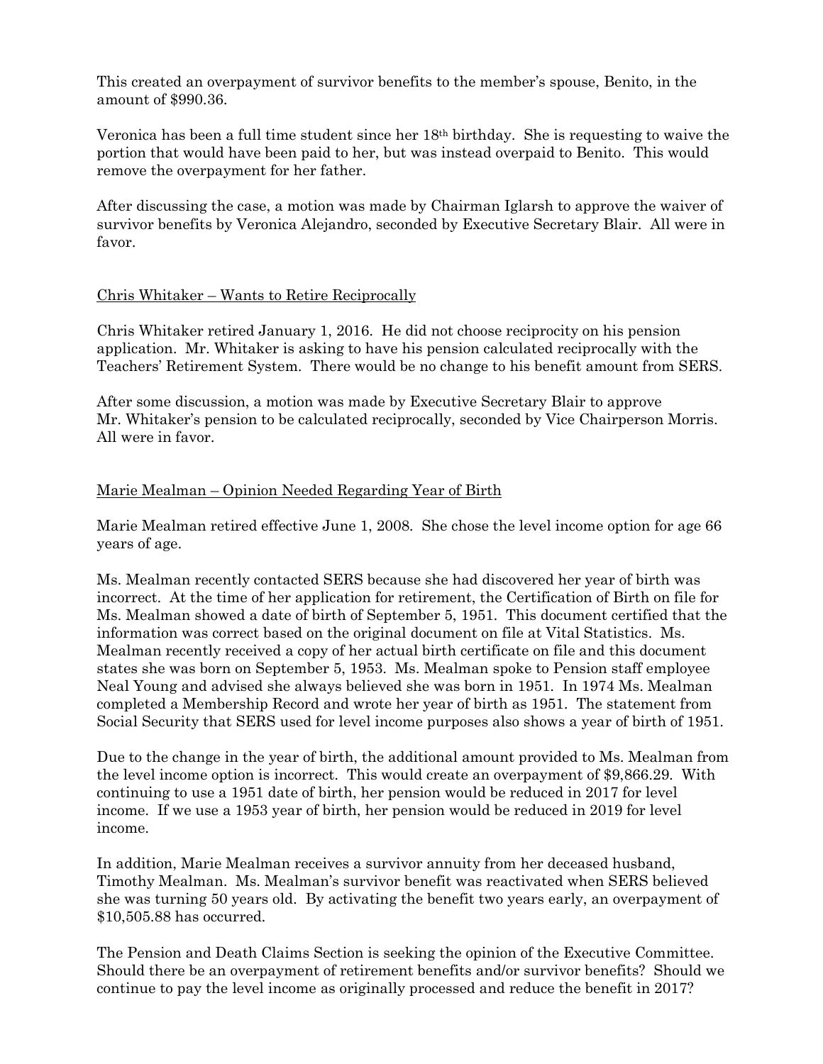This created an overpayment of survivor benefits to the member's spouse, Benito, in the amount of $990.36.

Veronica has been a full time student since her 18th birthday. She is requesting to waive the portion that would have been paid to her, but was instead overpaid to Benito. This would remove the overpayment for her father.

After discussing the case, a motion was made by Chairman Iglarsh to approve the waiver of survivor benefits by Veronica Alejandro, seconded by Executive Secretary Blair. All were in favor.

<u>Chris Whitaker – Wants to Retire Reciprocally</u>

Chris Whitaker retired January 1, 2016. He did not choose reciprocity on his pension application. Mr. Whitaker is asking to have his pension calculated reciprocally with the Teachers' Retirement System. There would be no change to his benefit amount from SERS.

After some discussion, a motion was made by Executive Secretary Blair to approve Mr. Whitaker's pension to be calculated reciprocally, seconded by Vice Chairperson Morris. All were in favor.

<u>Marie Mealman – Opinion Needed Regarding Year of Birth</u>

Marie Mealman retired effective June 1, 2008. She chose the level income option for age 66 years of age.

Ms. Mealman recently contacted SERS because she had discovered her year of birth was incorrect. At the time of her application for retirement, the Certification of Birth on file for Ms. Mealman showed a date of birth of September 5, 1951. This document certified that the information was correct based on the original document on file at Vital Statistics. Ms. Mealman recently received a copy of her actual birth certificate on file and this document states she was born on September 5, 1953. Ms. Mealman spoke to Pension staff employee Neal Young and advised she always believed she was born in 1951. In 1974 Ms. Mealman completed a Membership Record and wrote her year of birth as 1951. The statement from Social Security that SERS used for level income purposes also shows a year of birth of 1951.

Due to the change in the year of birth, the additional amount provided to Ms. Mealman from the level income option is incorrect. This would create an overpayment of $9,866.29. With continuing to use a 1951 date of birth, her pension would be reduced in 2017 for level income. If we use a 1953 year of birth, her pension would be reduced in 2019 for level income.

In addition, Marie Mealman receives a survivor annuity from her deceased husband, Timothy Mealman. Ms. Mealman's survivor benefit was reactivated when SERS believed she was turning 50 years old. By activating the benefit two years early, an overpayment of $10,505.88 has occurred.

The Pension and Death Claims Section is seeking the opinion of the Executive Committee. Should there be an overpayment of retirement benefits and/or survivor benefits? Should we continue to pay the level income as originally processed and reduce the benefit in 2017?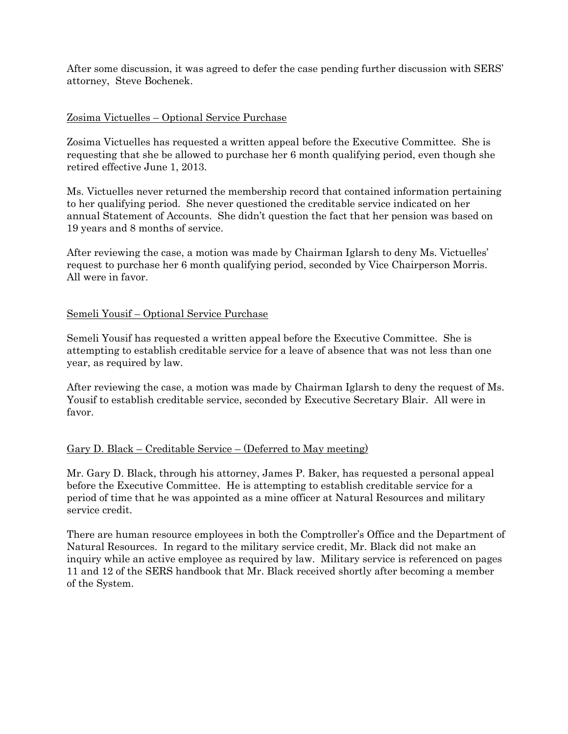After some discussion, it was agreed to defer the case pending further discussion with SERS' attorney, Steve Bochenek.

Zosima Victuelles – Optional Service Purchase

Zosima Victuelles has requested a written appeal before the Executive Committee. She is requesting that she be allowed to purchase her 6 month qualifying period, even though she retired effective June 1, 2013.

Ms. Victuelles never returned the membership record that contained information pertaining to her qualifying period. She never questioned the creditable service indicated on her annual Statement of Accounts. She didn't question the fact that her pension was based on 19 years and 8 months of service.

After reviewing the case, a motion was made by Chairman Iglarsh to deny Ms. Victuelles' request to purchase her 6 month qualifying period, seconded by Vice Chairperson Morris. All were in favor.

Semeli Yousif – Optional Service Purchase

Semeli Yousif has requested a written appeal before the Executive Committee. She is attempting to establish creditable service for a leave of absence that was not less than one year, as required by law.

After reviewing the case, a motion was made by Chairman Iglarsh to deny the request of Ms. Yousif to establish creditable service, seconded by Executive Secretary Blair. All were in favor.

Gary D. Black – Creditable Service – (Deferred to May meeting)

Mr. Gary D. Black, through his attorney, James P. Baker, has requested a personal appeal before the Executive Committee. He is attempting to establish creditable service for a period of time that he was appointed as a mine officer at Natural Resources and military service credit.

There are human resource employees in both the Comptroller's Office and the Department of Natural Resources. In regard to the military service credit, Mr. Black did not make an inquiry while an active employee as required by law. Military service is referenced on pages 11 and 12 of the SERS handbook that Mr. Black received shortly after becoming a member of the System.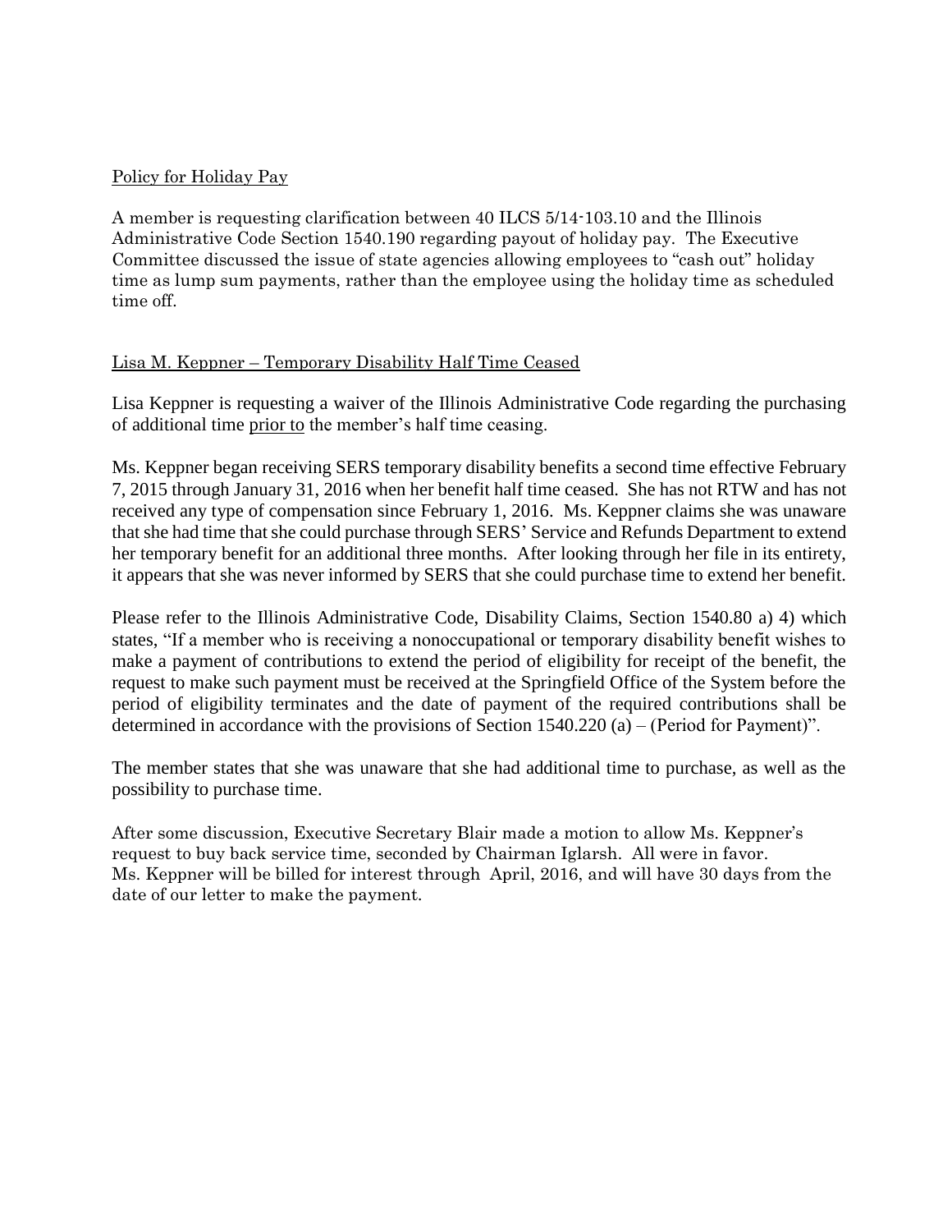Policy for Holiday Pay

A member is requesting clarification between 40 ILCS 5/14-103.10 and the Illinois Administrative Code Section 1540.190 regarding payout of holiday pay. The Executive Committee discussed the issue of state agencies allowing employees to "cash out" holiday time as lump sum payments, rather than the employee using the holiday time as scheduled time off.

Lisa M. Keppner – Temporary Disability Half Time Ceased

Lisa Keppner is requesting a waiver of the Illinois Administrative Code regarding the purchasing of additional time prior to the member's half time ceasing.

Ms. Keppner began receiving SERS temporary disability benefits a second time effective February 7, 2015 through January 31, 2016 when her benefit half time ceased. She has not RTW and has not received any type of compensation since February 1, 2016. Ms. Keppner claims she was unaware that she had time that she could purchase through SERS' Service and Refunds Department to extend her temporary benefit for an additional three months. After looking through her file in its entirety, it appears that she was never informed by SERS that she could purchase time to extend her benefit.

Please refer to the Illinois Administrative Code, Disability Claims, Section 1540.80 a) 4) which states, "If a member who is receiving a nonoccupational or temporary disability benefit wishes to make a payment of contributions to extend the period of eligibility for receipt of the benefit, the request to make such payment must be received at the Springfield Office of the System before the period of eligibility terminates and the date of payment of the required contributions shall be determined in accordance with the provisions of Section 1540.220 (a) – (Period for Payment)".

The member states that she was unaware that she had additional time to purchase, as well as the possibility to purchase time.

After some discussion, Executive Secretary Blair made a motion to allow Ms. Keppner's request to buy back service time, seconded by Chairman Iglarsh. All were in favor. Ms. Keppner will be billed for interest through April, 2016, and will have 30 days from the date of our letter to make the payment.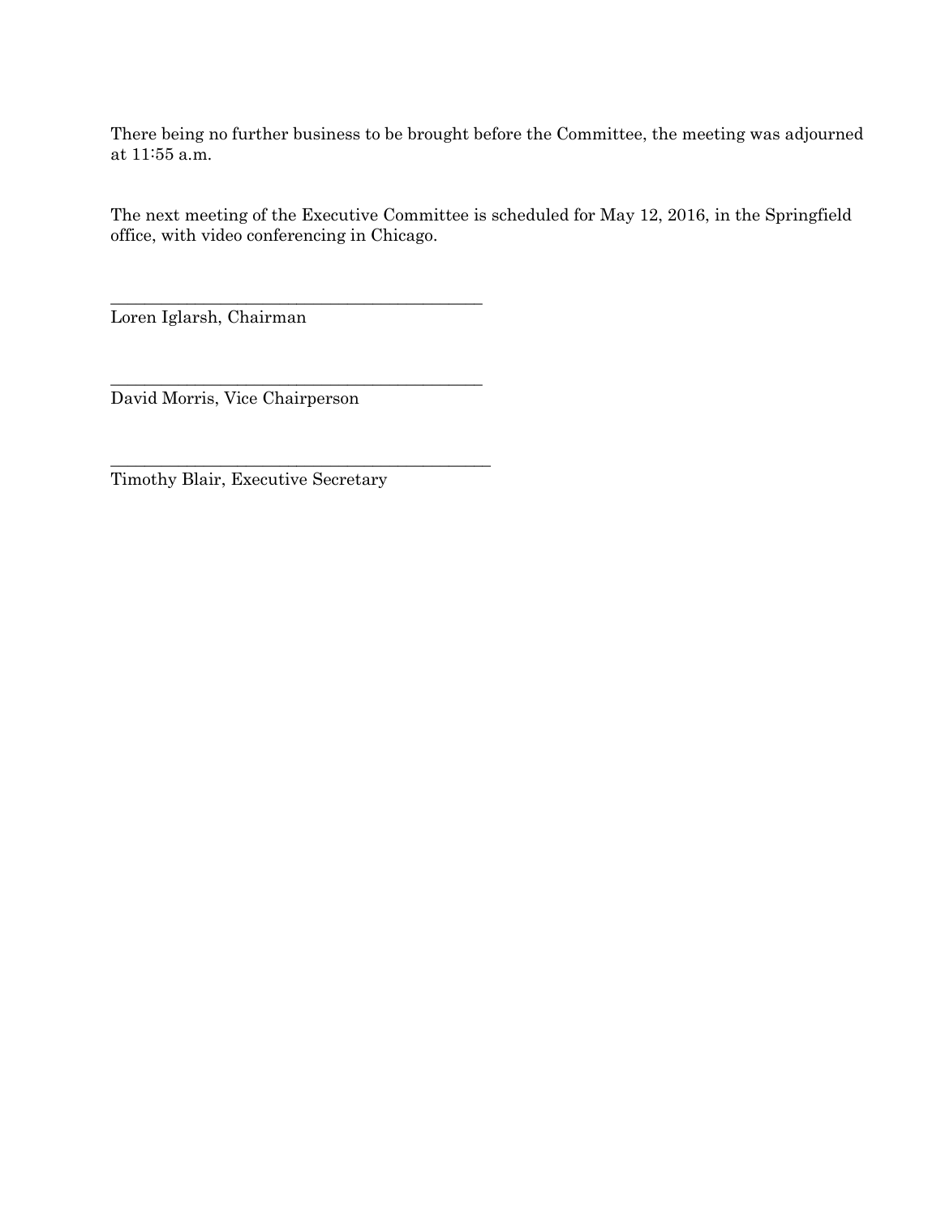There being no further business to be brought before the Committee, the meeting was adjourned at 11:55 a.m.

The next meeting of the Executive Committee is scheduled for May 12, 2016, in the Springfield office, with video conferencing in Chicago.

_____________________________________________
Loren Iglarsh, Chairman

_____________________________________________
David Morris, Vice Chairperson

_____________________________________________
Timothy Blair, Executive Secretary